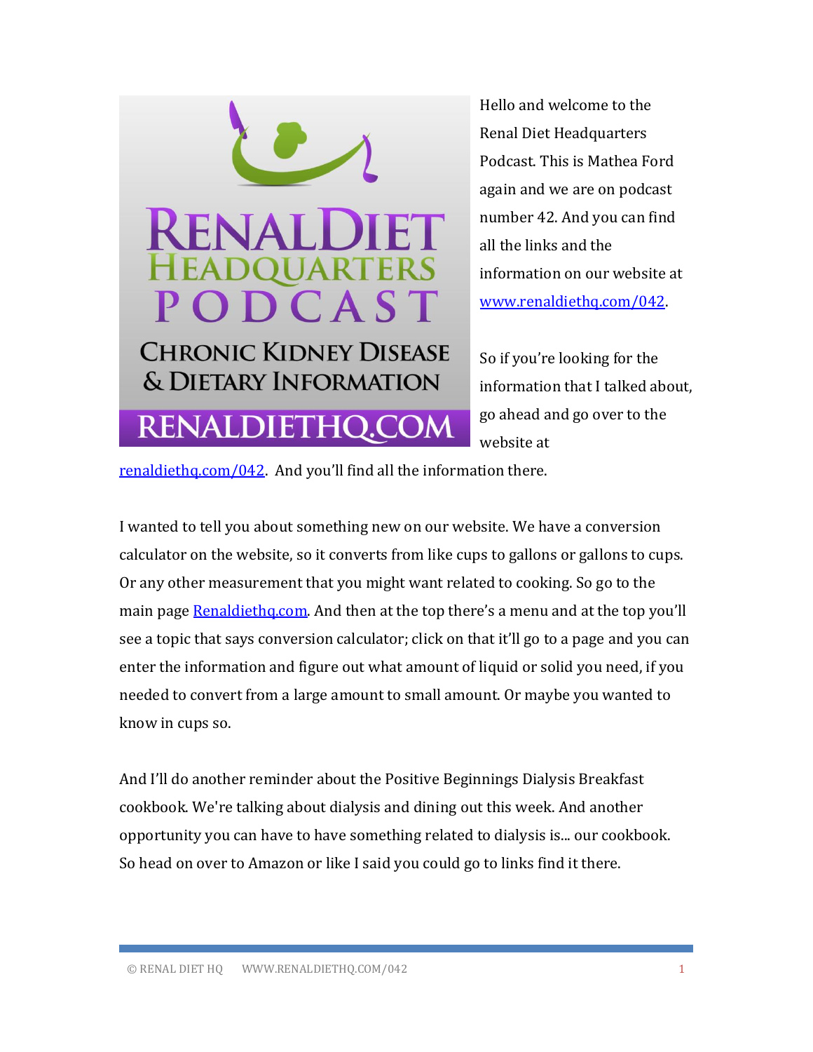Hello and welcome to the Renal Diet Headquarters Podcast. This is Mathea Ford again and we are on podcast number 42. And you can find all the links and the information on our website at [www.renaldiethq.com/042](http://www.renaldiethq.com/042).

So if you're looking for the information that I talked about, go ahead and go over to the website at [renaldiethq.com/042](http://renaldiethq.com/042). And you'll find all the information there.

I wanted to tell you about something new on our website. We have a conversion calculator on the website, so it converts from like cups to gallons or gallons to cups. Or any other measurement that you might want related to cooking. So go to the main page [Renaldiethq.com](http://Renaldiethq.com). And then at the top there's a menu and at the top you'll see a topic that says conversion calculator; click on that it'll go to a page and you can enter the information and figure out what amount of liquid or solid you need, if you needed to convert from a large amount to small amount. Or maybe you wanted to know in cups so.

And I'll do another reminder about the Positive Beginnings Dialysis Breakfast cookbook. We're talking about dialysis and dining out this week. And another opportunity you can have to have something related to dialysis is... our cookbook. So head on over to Amazon or like I said you could go to links find it there.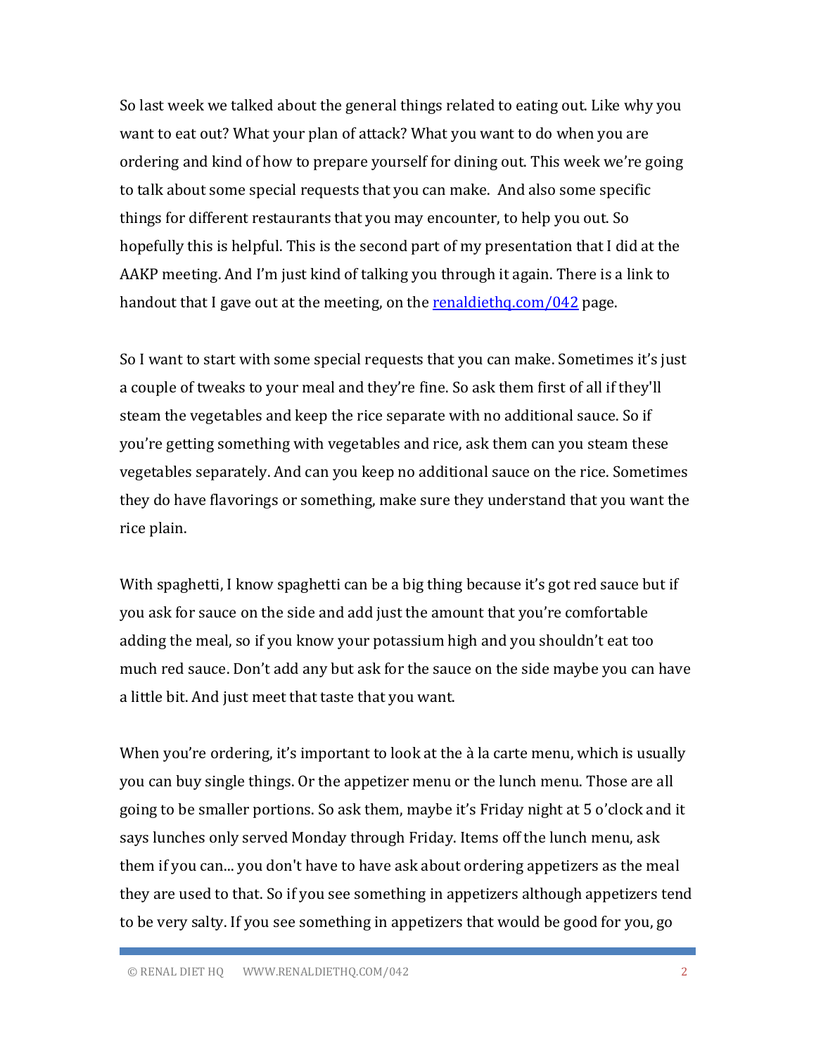So last week we talked about the general things related to eating out. Like why you want to eat out? What your plan of attack? What you want to do when you are ordering and kind of how to prepare yourself for dining out. This week we're going to talk about some special requests that you can make. And also some specific things for different restaurants that you may encounter, to help you out. So hopefully this is helpful. This is the second part of my presentation that I did at the AAKP meeting. And I'm just kind of talking you through it again. There is a link to handout that I gave out at the meeting, on the [renaldiethq.com/042](renaldiethq.com/042) page.

So I want to start with some special requests that you can make. Sometimes it's just a couple of tweaks to your meal and they're fine. So ask them first of all if they'll steam the vegetables and keep the rice separate with no additional sauce. So if you're getting something with vegetables and rice, ask them can you steam these vegetables separately. And can you keep no additional sauce on the rice. Sometimes they do have flavorings or something, make sure they understand that you want the rice plain.

With spaghetti, I know spaghetti can be a big thing because it's got red sauce but if you ask for sauce on the side and add just the amount that you're comfortable adding the meal, so if you know your potassium high and you shouldn't eat too much red sauce. Don't add any but ask for the sauce on the side maybe you can have a little bit. And just meet that taste that you want.

When you're ordering, it's important to look at the à la carte menu, which is usually you can buy single things. Or the appetizer menu or the lunch menu. Those are all going to be smaller portions. So ask them, maybe it's Friday night at 5 o'clock and it says lunches only served Monday through Friday. Items off the lunch menu, ask them if you can... you don't have to have ask about ordering appetizers as the meal they are used to that. So if you see something in appetizers although appetizers tend to be very salty. If you see something in appetizers that would be good for you, go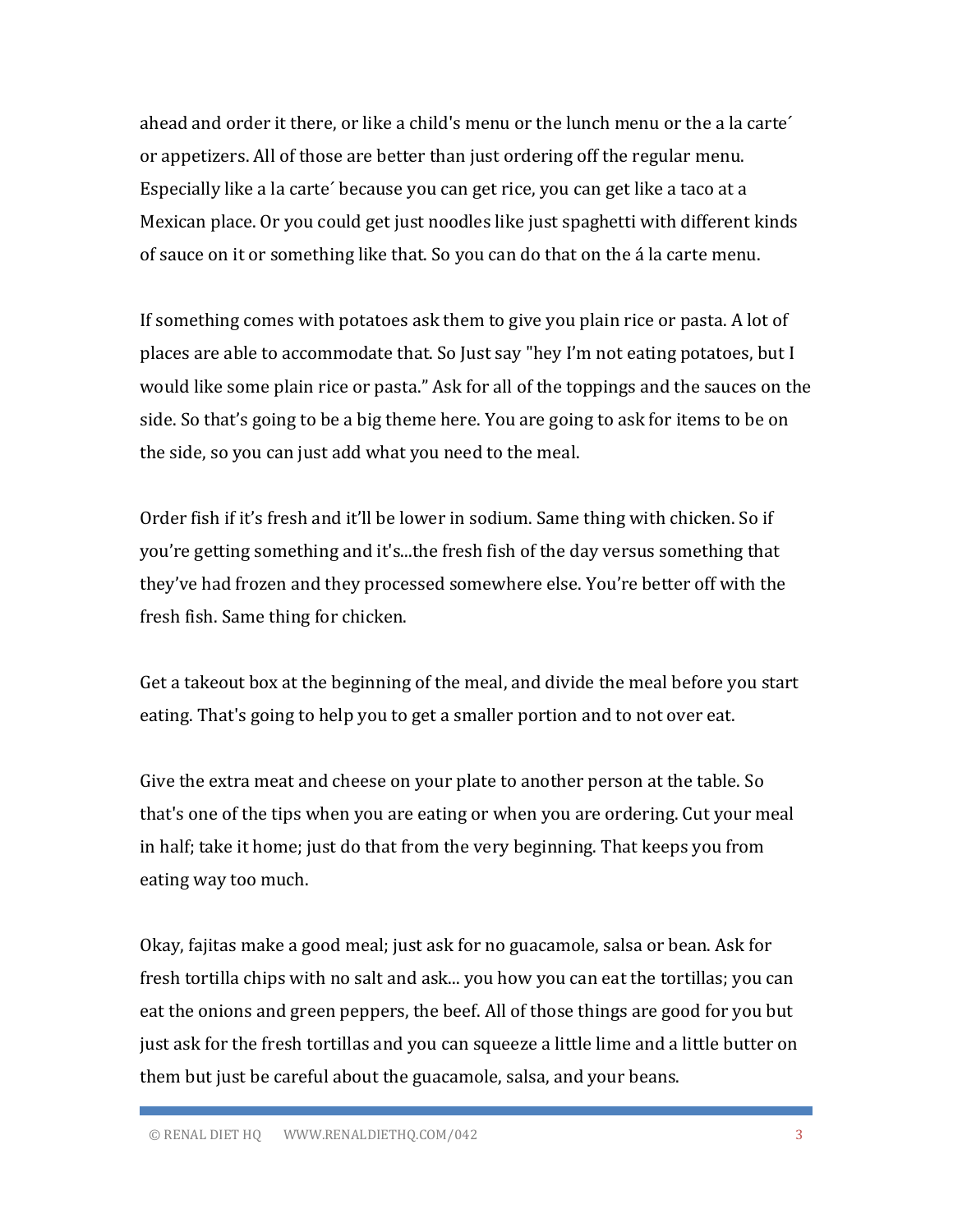ahead and order it there, or like a child's menu or the lunch menu or the a la carte´ or appetizers. All of those are better than just ordering off the regular menu. Especially like a la carte´ because you can get rice, you can get like a taco at a Mexican place. Or you could get just noodles like just spaghetti with different kinds of sauce on it or something like that. So you can do that on the á la carte menu.

If something comes with potatoes ask them to give you plain rice or pasta. A lot of places are able to accommodate that. So Just say "hey I'm not eating potatoes, but I would like some plain rice or pasta." Ask for all of the toppings and the sauces on the side. So that's going to be a big theme here. You are going to ask for items to be on the side, so you can just add what you need to the meal.

Order fish if it's fresh and it'll be lower in sodium. Same thing with chicken. So if you're getting something and it's...the fresh fish of the day versus something that they've had frozen and they processed somewhere else. You're better off with the fresh fish. Same thing for chicken.

Get a takeout box at the beginning of the meal, and divide the meal before you start eating. That's going to help you to get a smaller portion and to not over eat.

Give the extra meat and cheese on your plate to another person at the table. So that's one of the tips when you are eating or when you are ordering. Cut your meal in half; take it home; just do that from the very beginning. That keeps you from eating way too much.

Okay, fajitas make a good meal; just ask for no guacamole, salsa or bean. Ask for fresh tortilla chips with no salt and ask... you how you can eat the tortillas; you can eat the onions and green peppers, the beef. All of those things are good for you but just ask for the fresh tortillas and you can squeeze a little lime and a little butter on them but just be careful about the guacamole, salsa, and your beans.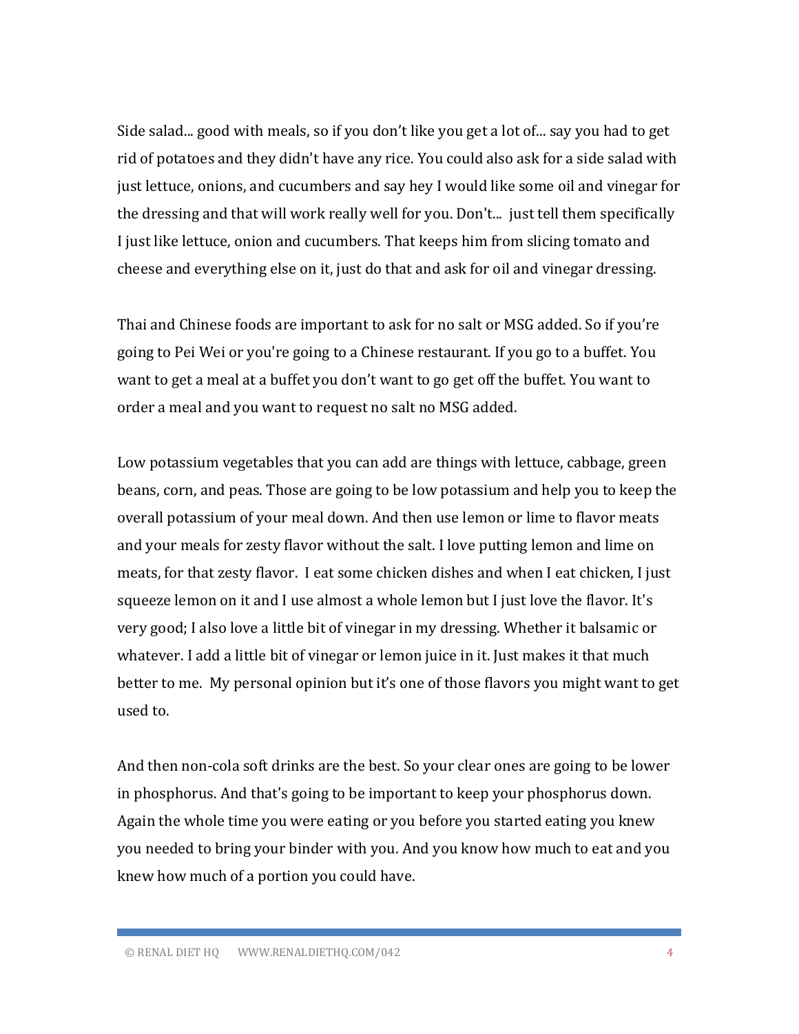Side salad... good with meals, so if you don't like you get a lot of... say you had to get rid of potatoes and they didn't have any rice. You could also ask for a side salad with just lettuce, onions, and cucumbers and say hey I would like some oil and vinegar for the dressing and that will work really well for you. Don't... just tell them specifically I just like lettuce, onion and cucumbers. That keeps him from slicing tomato and cheese and everything else on it, just do that and ask for oil and vinegar dressing.

Thai and Chinese foods are important to ask for no salt or MSG added. So if you're going to Pei Wei or you're going to a Chinese restaurant. If you go to a buffet. You want to get a meal at a buffet you don't want to go get off the buffet. You want to order a meal and you want to request no salt no MSG added.

Low potassium vegetables that you can add are things with lettuce, cabbage, green beans, corn, and peas. Those are going to be low potassium and help you to keep the overall potassium of your meal down. And then use lemon or lime to flavor meats and your meals for zesty flavor without the salt. I love putting lemon and lime on meats, for that zesty flavor. I eat some chicken dishes and when I eat chicken, I just squeeze lemon on it and I use almost a whole lemon but I just love the flavor. It's very good; I also love a little bit of vinegar in my dressing. Whether it balsamic or whatever. I add a little bit of vinegar or lemon juice in it. Just makes it that much better to me. My personal opinion but it's one of those flavors you might want to get used to.

And then non-cola soft drinks are the best. So your clear ones are going to be lower in phosphorus. And that's going to be important to keep your phosphorus down. Again the whole time you were eating or you before you started eating you knew you needed to bring your binder with you. And you know how much to eat and you knew how much of a portion you could have.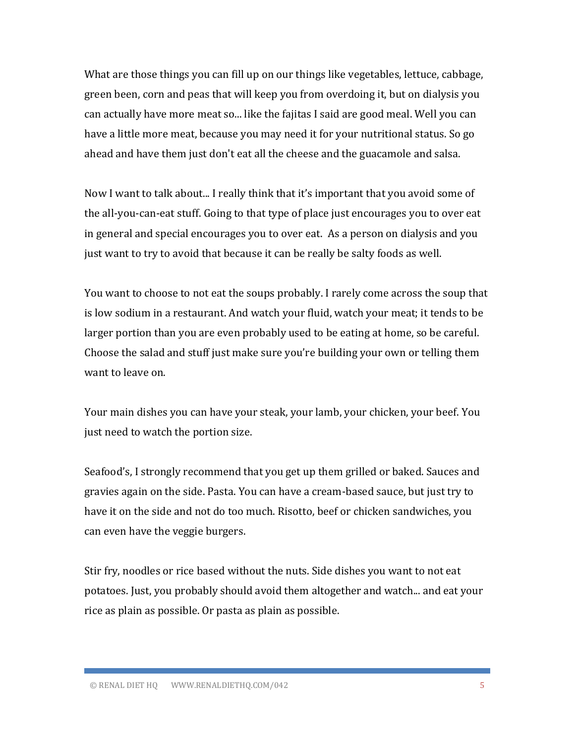What are those things you can fill up on our things like vegetables, lettuce, cabbage, green been, corn and peas that will keep you from overdoing it, but on dialysis you can actually have more meat so... like the fajitas I said are good meal. Well you can have a little more meat, because you may need it for your nutritional status. So go ahead and have them just don't eat all the cheese and the guacamole and salsa.

Now I want to talk about... I really think that it's important that you avoid some of the all-you-can-eat stuff. Going to that type of place just encourages you to over eat in general and special encourages you to over eat.  As a person on dialysis and you just want to try to avoid that because it can be really be salty foods as well.

You want to choose to not eat the soups probably. I rarely come across the soup that is low sodium in a restaurant. And watch your fluid, watch your meat; it tends to be larger portion than you are even probably used to be eating at home, so be careful. Choose the salad and stuff just make sure you're building your own or telling them want to leave on.

Your main dishes you can have your steak, your lamb, your chicken, your beef. You just need to watch the portion size.

Seafood's, I strongly recommend that you get up them grilled or baked. Sauces and gravies again on the side. Pasta. You can have a cream-based sauce, but just try to have it on the side and not do too much. Risotto, beef or chicken sandwiches, you can even have the veggie burgers.

Stir fry, noodles or rice based without the nuts. Side dishes you want to not eat potatoes. Just, you probably should avoid them altogether and watch... and eat your rice as plain as possible. Or pasta as plain as possible.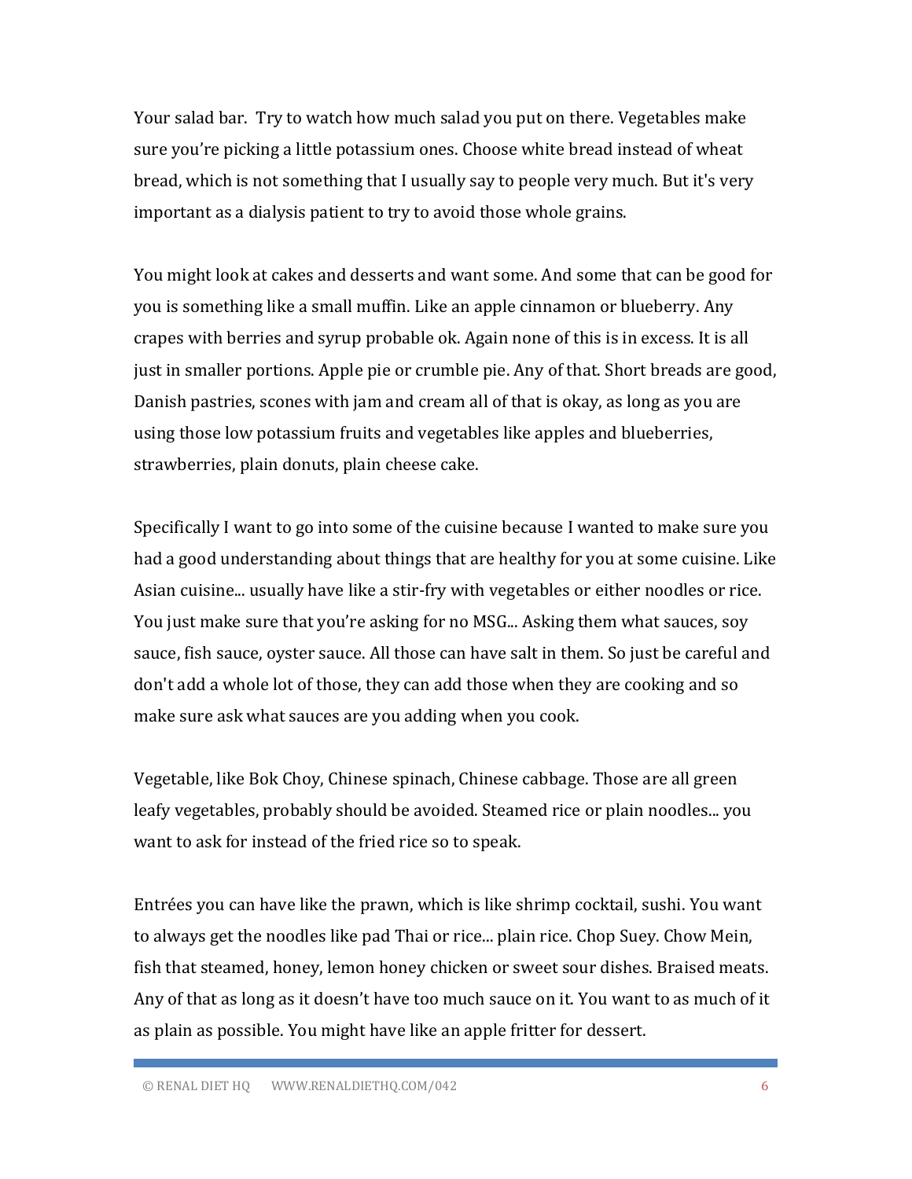Your salad bar. Try to watch how much salad you put on there. Vegetables make sure you're picking a little potassium ones. Choose white bread instead of wheat bread, which is not something that I usually say to people very much. But it's very important as a dialysis patient to try to avoid those whole grains.

You might look at cakes and desserts and want some. And some that can be good for you is something like a small muffin. Like an apple cinnamon or blueberry. Any crapes with berries and syrup probable ok. Again none of this is in excess. It is all just in smaller portions. Apple pie or crumble pie. Any of that. Short breads are good, Danish pastries, scones with jam and cream all of that is okay, as long as you are using those low potassium fruits and vegetables like apples and blueberries, strawberries, plain donuts, plain cheese cake.

Specifically I want to go into some of the cuisine because I wanted to make sure you had a good understanding about things that are healthy for you at some cuisine. Like Asian cuisine... usually have like a stir-fry with vegetables or either noodles or rice. You just make sure that you're asking for no MSG... Asking them what sauces, soy sauce, fish sauce, oyster sauce. All those can have salt in them. So just be careful and don't add a whole lot of those, they can add those when they are cooking and so make sure ask what sauces are you adding when you cook.

Vegetable, like Bok Choy, Chinese spinach, Chinese cabbage. Those are all green leafy vegetables, probably should be avoided. Steamed rice or plain noodles... you want to ask for instead of the fried rice so to speak.

Entrées you can have like the prawn, which is like shrimp cocktail, sushi. You want to always get the noodles like pad Thai or rice... plain rice. Chop Suey. Chow Mein, fish that steamed, honey, lemon honey chicken or sweet sour dishes. Braised meats. Any of that as long as it doesn't have too much sauce on it. You want to as much of it as plain as possible. You might have like an apple fritter for dessert.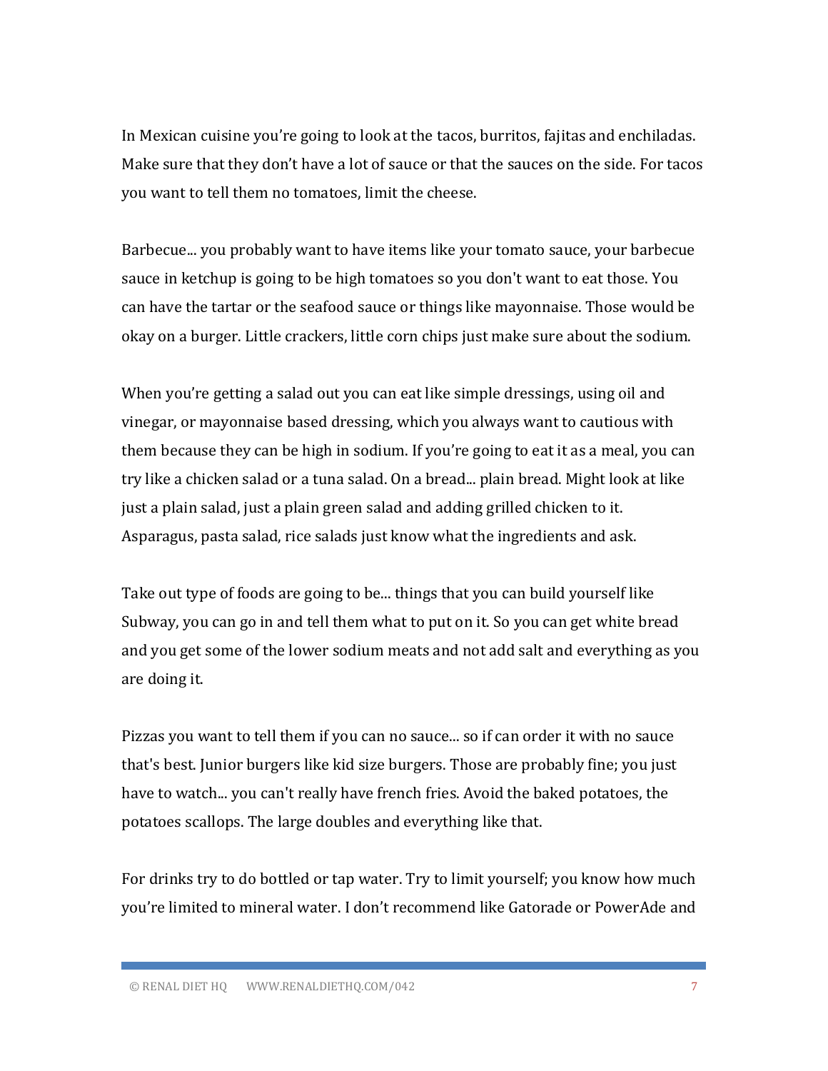In Mexican cuisine you're going to look at the tacos, burritos, fajitas and enchiladas. Make sure that they don't have a lot of sauce or that the sauces on the side. For tacos you want to tell them no tomatoes, limit the cheese.

Barbecue... you probably want to have items like your tomato sauce, your barbecue sauce in ketchup is going to be high tomatoes so you don't want to eat those. You can have the tartar or the seafood sauce or things like mayonnaise. Those would be okay on a burger. Little crackers, little corn chips just make sure about the sodium.

When you're getting a salad out you can eat like simple dressings, using oil and vinegar, or mayonnaise based dressing, which you always want to cautious with them because they can be high in sodium. If you're going to eat it as a meal, you can try like a chicken salad or a tuna salad. On a bread... plain bread. Might look at like just a plain salad, just a plain green salad and adding grilled chicken to it. Asparagus, pasta salad, rice salads just know what the ingredients and ask.

Take out type of foods are going to be... things that you can build yourself like Subway, you can go in and tell them what to put on it. So you can get white bread and you get some of the lower sodium meats and not add salt and everything as you are doing it.

Pizzas you want to tell them if you can no sauce... so if can order it with no sauce that's best. Junior burgers like kid size burgers. Those are probably fine; you just have to watch... you can't really have french fries. Avoid the baked potatoes, the potatoes scallops. The large doubles and everything like that.

For drinks try to do bottled or tap water. Try to limit yourself; you know how much you're limited to mineral water. I don't recommend like Gatorade or PowerAde and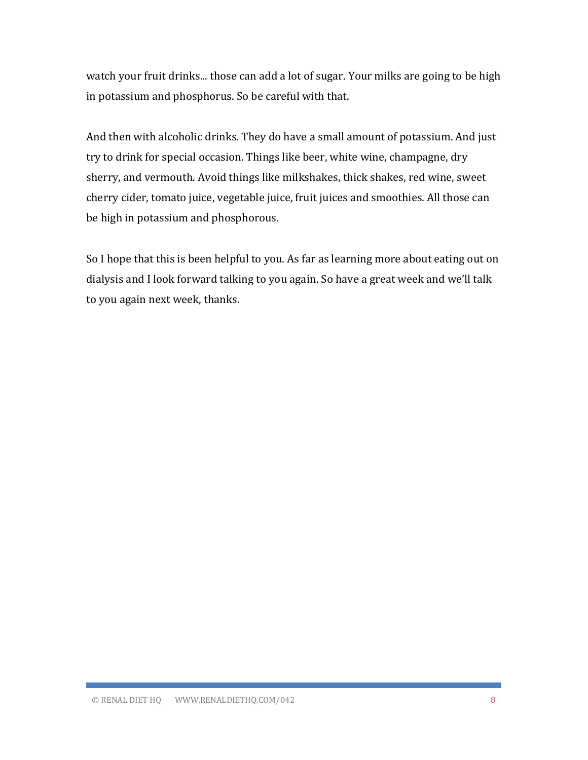watch your fruit drinks... those can add a lot of sugar. Your milks are going to be high in potassium and phosphorus. So be careful with that.

And then with alcoholic drinks. They do have a small amount of potassium. And just try to drink for special occasion. Things like beer, white wine, champagne, dry sherry, and vermouth. Avoid things like milkshakes, thick shakes, red wine, sweet cherry cider, tomato juice, vegetable juice, fruit juices and smoothies. All those can be high in potassium and phosphorous.

So I hope that this is been helpful to you. As far as learning more about eating out on dialysis and I look forward talking to you again. So have a great week and we'll talk to you again next week, thanks.